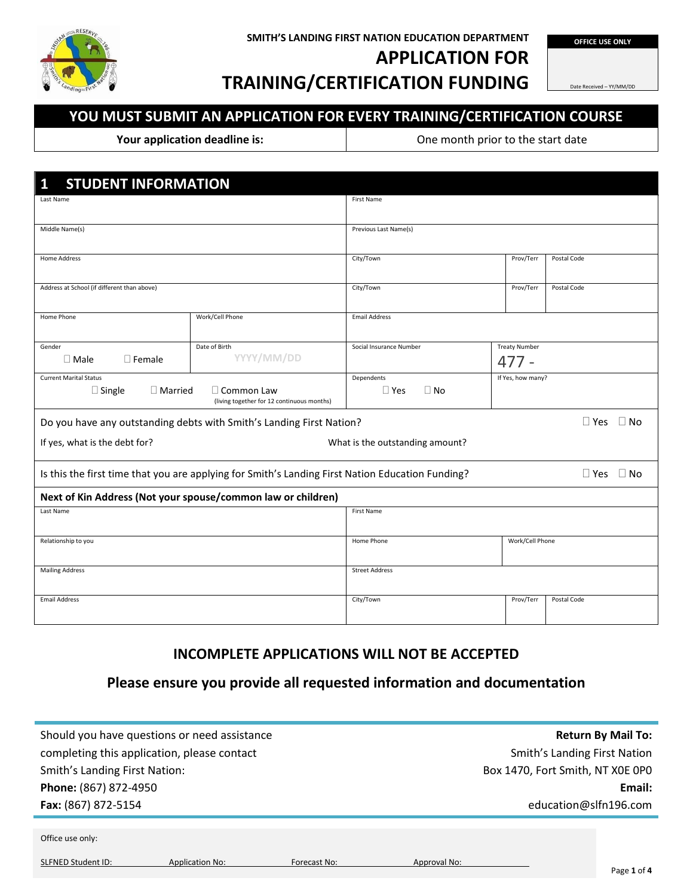SMITH'S LANDING FIRST NATION EDUCATION DEPARTMENT

# APPLICATION FOR TRAINING/CERTIFICATION FUNDING

| OFFICE USE ONLY |
| --- |
| Date Received – YY/MM/DD |

## YOU MUST SUBMIT AN APPLICATION FOR EVERY TRAINING/CERTIFICATION COURSE

| | |
| --- | --- |
| **Your application deadline is:** | One month prior to the start date |

## 1 STUDENT INFORMATION

| | | | | |
| --- | --- | --- | --- | --- |
| Last Name | | First Name | | |
| Middle Name(s) | | Previous Last Name(s) | | |
| Home Address | | City/Town | Prov/Terr | Postal Code |
| Address at School (if different than above) | | City/Town | Prov/Terr | Postal Code |
| Home Phone | Work/Cell Phone | Email Address | | |
| Gender ☐ Male ☐ Female | Date of Birth YYYY/MM/DD | Social Insurance Number | Treaty Number 477 - | |
| Current Marital Status ☐ Single ☐ Married ☐ Common Law (living together for 12 continuous months) | | Dependents ☐ Yes ☐ No | If Yes, how many? | |

Do you have any outstanding debts with Smith's Landing First Nation? ☐ Yes ☐ No

If yes, what is the debt for? What is the outstanding amount?

Is this the first time that you are applying for Smith's Landing First Nation Education Funding? ☐ Yes ☐ No

**Next of Kin Address (Not your spouse/common law or children)**

| | | | |
| --- | --- | --- | --- |
| Last Name | First Name | | |
| Relationship to you | Home Phone | Work/Cell Phone | |
| Mailing Address | Street Address | | |
| Email Address | City/Town | Prov/Terr | Postal Code |

### INCOMPLETE APPLICATIONS WILL NOT BE ACCEPTED

### Please ensure you provide all requested information and documentation

Should you have questions or need assistance completing this application, please contact Smith's Landing First Nation:
**Phone:** (867) 872-4950
**Fax:** (867) 872-5154

**Return By Mail To:**
Smith's Landing First Nation
Box 1470, Fort Smith, NT X0E 0P0
**Email:**
education@slfn196.com

Office use only:

SLFNED Student ID: Application No: Forecast No: Approval No: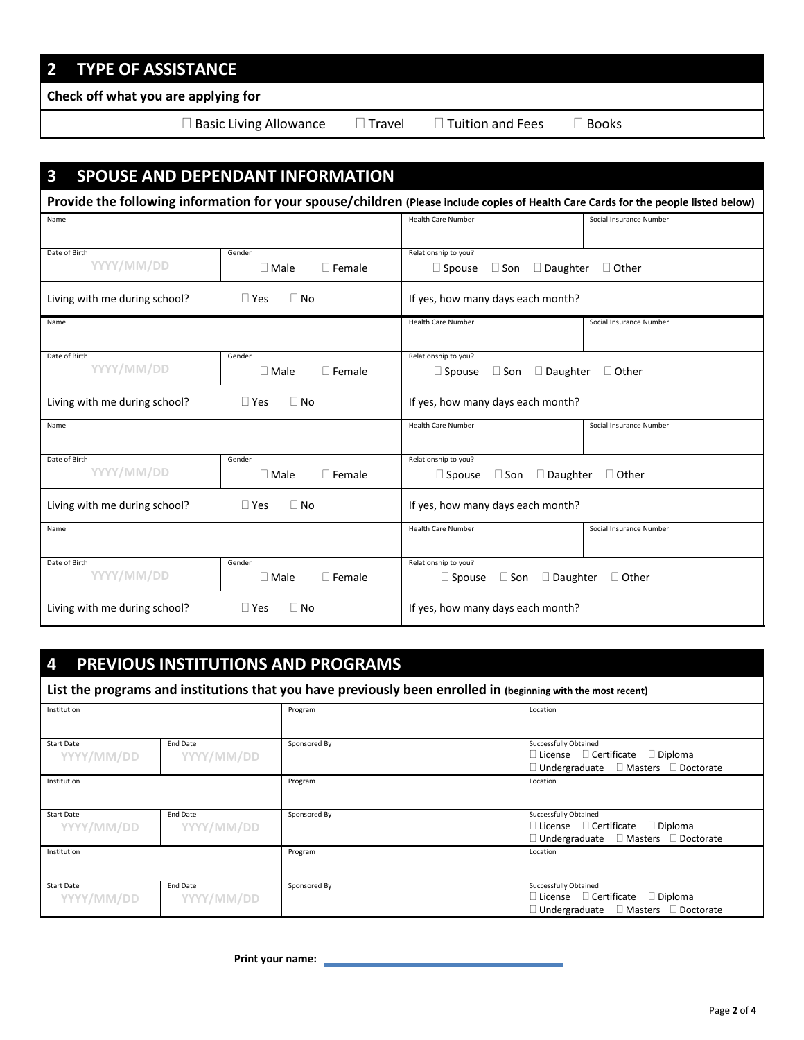## 2 TYPE OF ASSISTANCE

**Check off what you are applying for**

☐ Basic Living Allowance ☐ Travel ☐ Tuition and Fees ☐ Books

## 3 SPOUSE AND DEPENDANT INFORMATION

**Provide the following information for your spouse/children (Please include copies of Health Care Cards for the people listed below)**

| | | | |
|---|---|---|---|
| Name | | Health Care Number | Social Insurance Number |
| Date of Birth YYYY/MM/DD | Gender ☐ Male ☐ Female | Relationship to you? ☐ Spouse ☐ Son ☐ Daughter ☐ Other | |
| Living with me during school? | ☐ Yes ☐ No | If yes, how many days each month? | |
| Name | | Health Care Number | Social Insurance Number |
| Date of Birth YYYY/MM/DD | Gender ☐ Male ☐ Female | Relationship to you? ☐ Spouse ☐ Son ☐ Daughter ☐ Other | |
| Living with me during school? | ☐ Yes ☐ No | If yes, how many days each month? | |
| Name | | Health Care Number | Social Insurance Number |
| Date of Birth YYYY/MM/DD | Gender ☐ Male ☐ Female | Relationship to you? ☐ Spouse ☐ Son ☐ Daughter ☐ Other | |
| Living with me during school? | ☐ Yes ☐ No | If yes, how many days each month? | |
| Name | | Health Care Number | Social Insurance Number |
| Date of Birth YYYY/MM/DD | Gender ☐ Male ☐ Female | Relationship to you? ☐ Spouse ☐ Son ☐ Daughter ☐ Other | |
| Living with me during school? | ☐ Yes ☐ No | If yes, how many days each month? | |

## 4 PREVIOUS INSTITUTIONS AND PROGRAMS

**List the programs and institutions that you have previously been enrolled in (beginning with the most recent)**

| | | | |
|---|---|---|---|
| Institution | | Program | Location |
| Start Date YYYY/MM/DD | End Date YYYY/MM/DD | Sponsored By | Successfully Obtained ☐ License ☐ Certificate ☐ Diploma ☐ Undergraduate ☐ Masters ☐ Doctorate |
| Institution | | Program | Location |
| Start Date YYYY/MM/DD | End Date YYYY/MM/DD | Sponsored By | Successfully Obtained ☐ License ☐ Certificate ☐ Diploma ☐ Undergraduate ☐ Masters ☐ Doctorate |
| Institution | | Program | Location |
| Start Date YYYY/MM/DD | End Date YYYY/MM/DD | Sponsored By | Successfully Obtained ☐ License ☐ Certificate ☐ Diploma ☐ Undergraduate ☐ Masters ☐ Doctorate |

**Print your name:** ______________________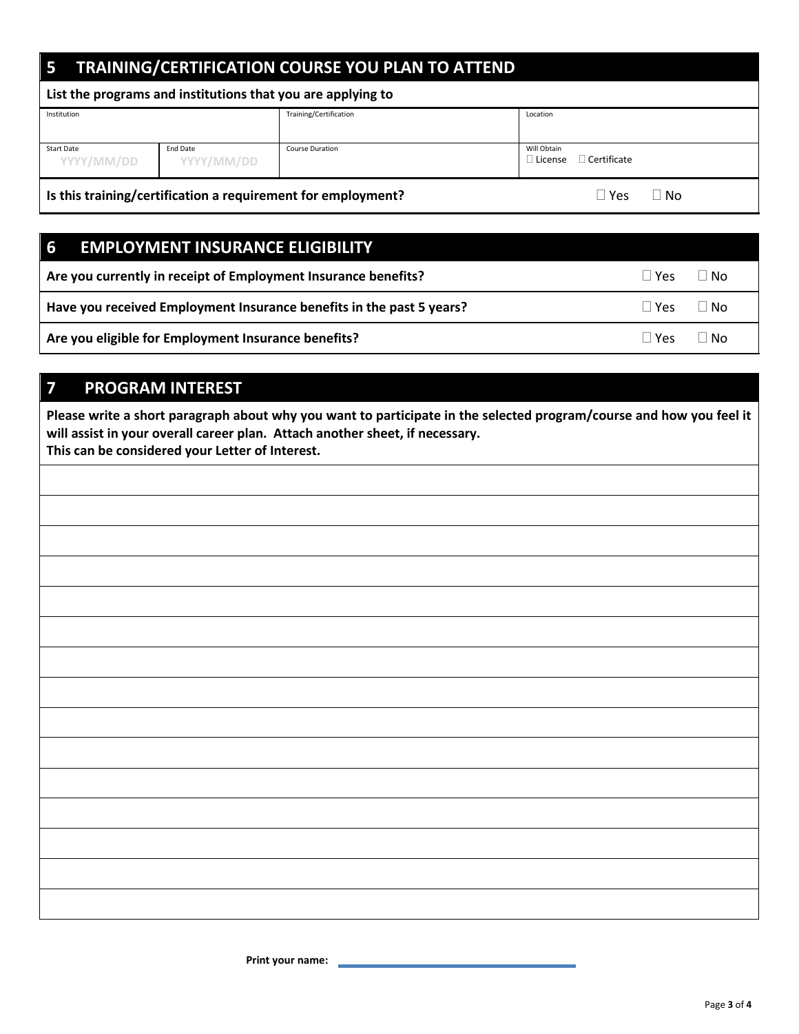## 5 TRAINING/CERTIFICATION COURSE YOU PLAN TO ATTEND

**List the programs and institutions that you are applying to**

| Institution | | Training/Certification | Location |
|---|---|---|---|
| Start Date YYYY/MM/DD | End Date YYYY/MM/DD | Course Duration | Will Obtain ☐ License ☐ Certificate |

**Is this training/certification a requirement for employment?** ☐ Yes ☐ No

## 6 EMPLOYMENT INSURANCE ELIGIBILITY

| | | |
|---|---|---|
| **Are you currently in receipt of Employment Insurance benefits?** | ☐ Yes | ☐ No |
| **Have you received Employment Insurance benefits in the past 5 years?** | ☐ Yes | ☐ No |
| **Are you eligible for Employment Insurance benefits?** | ☐ Yes | ☐ No |

## 7 PROGRAM INTEREST

**Please write a short paragraph about why you want to participate in the selected program/course and how you feel it will assist in your overall career plan. Attach another sheet, if necessary.**
**This can be considered your Letter of Interest.**

**Print your name:** ____________________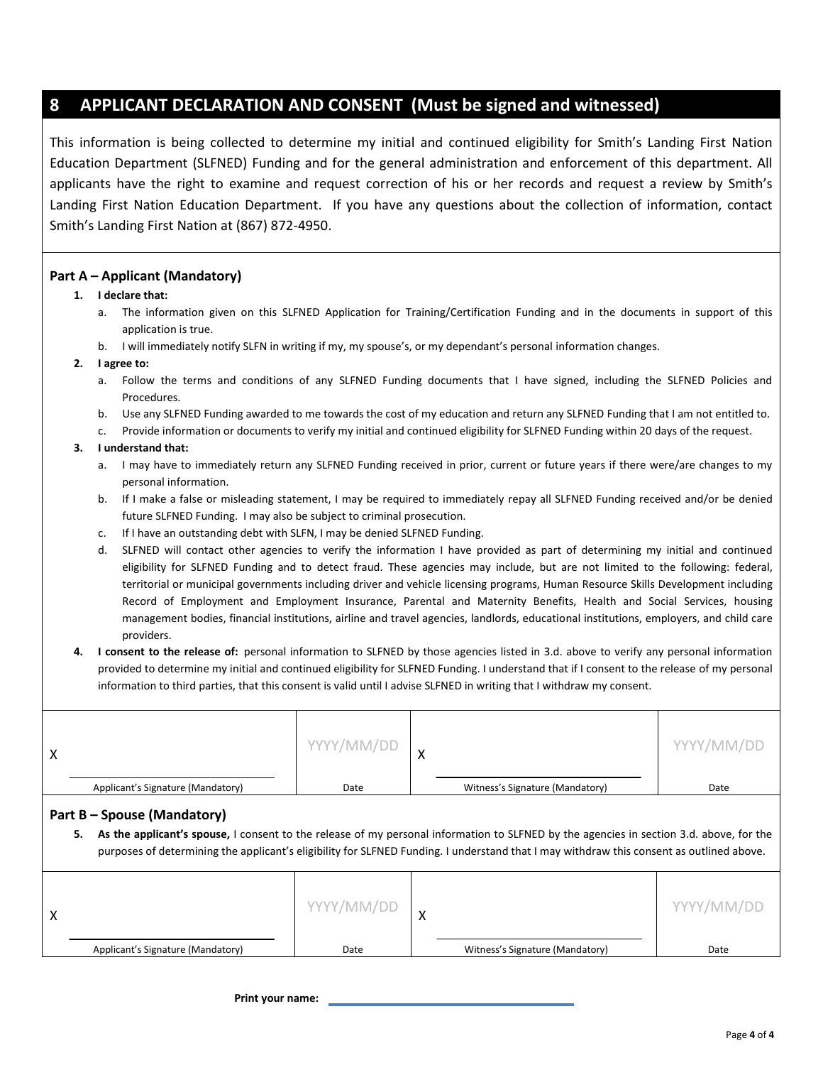## 8 APPLICANT DECLARATION AND CONSENT (Must be signed and witnessed)

This information is being collected to determine my initial and continued eligibility for Smith's Landing First Nation Education Department (SLFNED) Funding and for the general administration and enforcement of this department. All applicants have the right to examine and request correction of his or her records and request a review by Smith's Landing First Nation Education Department. If you have any questions about the collection of information, contact Smith's Landing First Nation at (867) 872-4950.

### Part A – Applicant (Mandatory)

1. **I declare that:**
   a. The information given on this SLFNED Application for Training/Certification Funding and in the documents in support of this application is true.
   b. I will immediately notify SLFN in writing if my, my spouse's, or my dependant's personal information changes.
2. **I agree to:**
   a. Follow the terms and conditions of any SLFNED Funding documents that I have signed, including the SLFNED Policies and Procedures.
   b. Use any SLFNED Funding awarded to me towards the cost of my education and return any SLFNED Funding that I am not entitled to.
   c. Provide information or documents to verify my initial and continued eligibility for SLFNED Funding within 20 days of the request.
3. **I understand that:**
   a. I may have to immediately return any SLFNED Funding received in prior, current or future years if there were/are changes to my personal information.
   b. If I make a false or misleading statement, I may be required to immediately repay all SLFNED Funding received and/or be denied future SLFNED Funding. I may also be subject to criminal prosecution.
   c. If I have an outstanding debt with SLFN, I may be denied SLFNED Funding.
   d. SLFNED will contact other agencies to verify the information I have provided as part of determining my initial and continued eligibility for SLFNED Funding and to detect fraud. These agencies may include, but are not limited to the following: federal, territorial or municipal governments including driver and vehicle licensing programs, Human Resource Skills Development including Record of Employment and Employment Insurance, Parental and Maternity Benefits, Health and Social Services, housing management bodies, financial institutions, airline and travel agencies, landlords, educational institutions, employers, and child care providers.
4. **I consent to the release of:** personal information to SLFNED by those agencies listed in 3.d. above to verify any personal information provided to determine my initial and continued eligibility for SLFNED Funding. I understand that if I consent to the release of my personal information to third parties, that this consent is valid until I advise SLFNED in writing that I withdraw my consent.

| | | | |
|---|---|---|---|
| X | YYYY/MM/DD | X | YYYY/MM/DD |
| Applicant's Signature (Mandatory) | Date | Witness's Signature (Mandatory) | Date |

### Part B – Spouse (Mandatory)

5. **As the applicant's spouse,** I consent to the release of my personal information to SLFNED by the agencies in section 3.d. above, for the purposes of determining the applicant's eligibility for SLFNED Funding. I understand that I may withdraw this consent as outlined above.

| | | | |
|---|---|---|---|
| X | YYYY/MM/DD | X | YYYY/MM/DD |
| Applicant's Signature (Mandatory) | Date | Witness's Signature (Mandatory) | Date |

**Print your name:** ______________________________